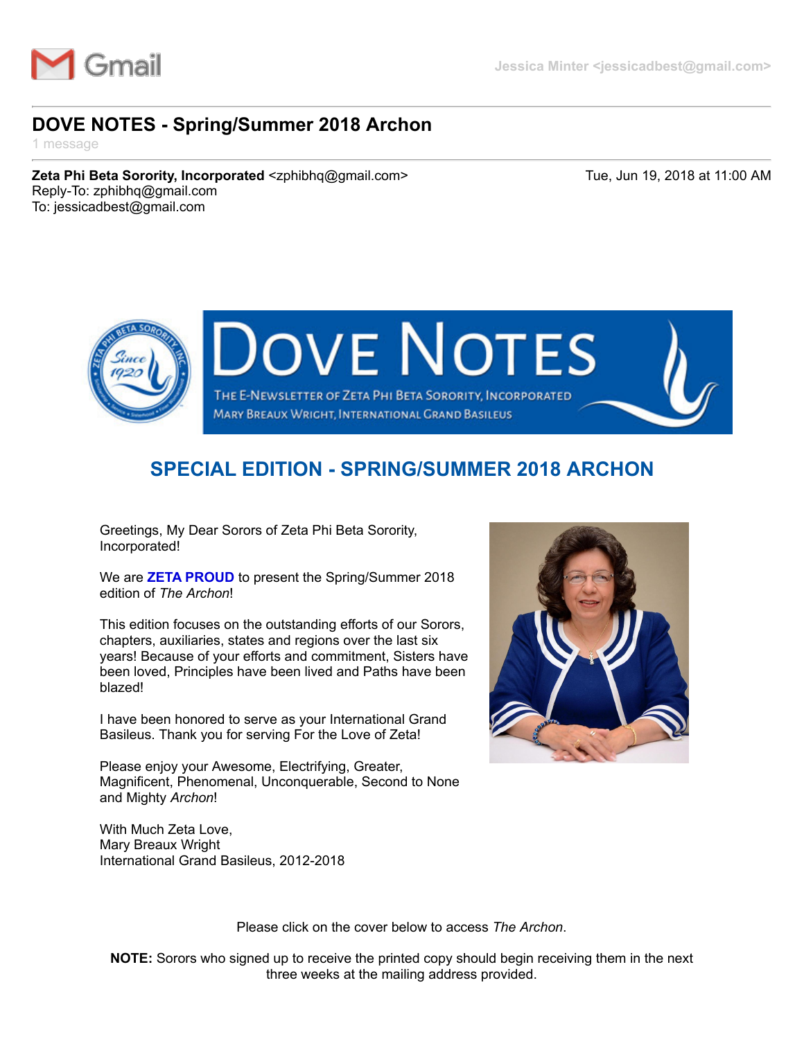Gmail — Jessica Minter <jessicadbest@gmail.com>

# DOVE NOTES - Spring/Summer 2018 Archon

1 message

**Zeta Phi Beta Sorority, Incorporated** <zphibhq@gmail.com> — Tue, Jun 19, 2018 at 11:00 AM
Reply-To: zphibhq@gmail.com
To: jessicadbest@gmail.com

DOVE NOTES
THE E-NEWSLETTER OF ZETA PHI BETA SORORITY, INCORPORATED
MARY BREAUX WRIGHT, INTERNATIONAL GRAND BASILEUS

## SPECIAL EDITION - SPRING/SUMMER 2018 ARCHON

Greetings, My Dear Sorors of Zeta Phi Beta Sorority, Incorporated!

We are **ZETA PROUD** to present the Spring/Summer 2018 edition of *The Archon*!

This edition focuses on the outstanding efforts of our Sorors, chapters, auxiliaries, states and regions over the last six years! Because of your efforts and commitment, Sisters have been loved, Principles have been lived and Paths have been blazed!

I have been honored to serve as your International Grand Basileus. Thank you for serving For the Love of Zeta!

Please enjoy your Awesome, Electrifying, Greater, Magnificent, Phenomenal, Unconquerable, Second to None and Mighty *Archon*!

With Much Zeta Love,
Mary Breaux Wright
International Grand Basileus, 2012-2018

Please click on the cover below to access *The Archon*.

**NOTE:** Sorors who signed up to receive the printed copy should begin receiving them in the next three weeks at the mailing address provided.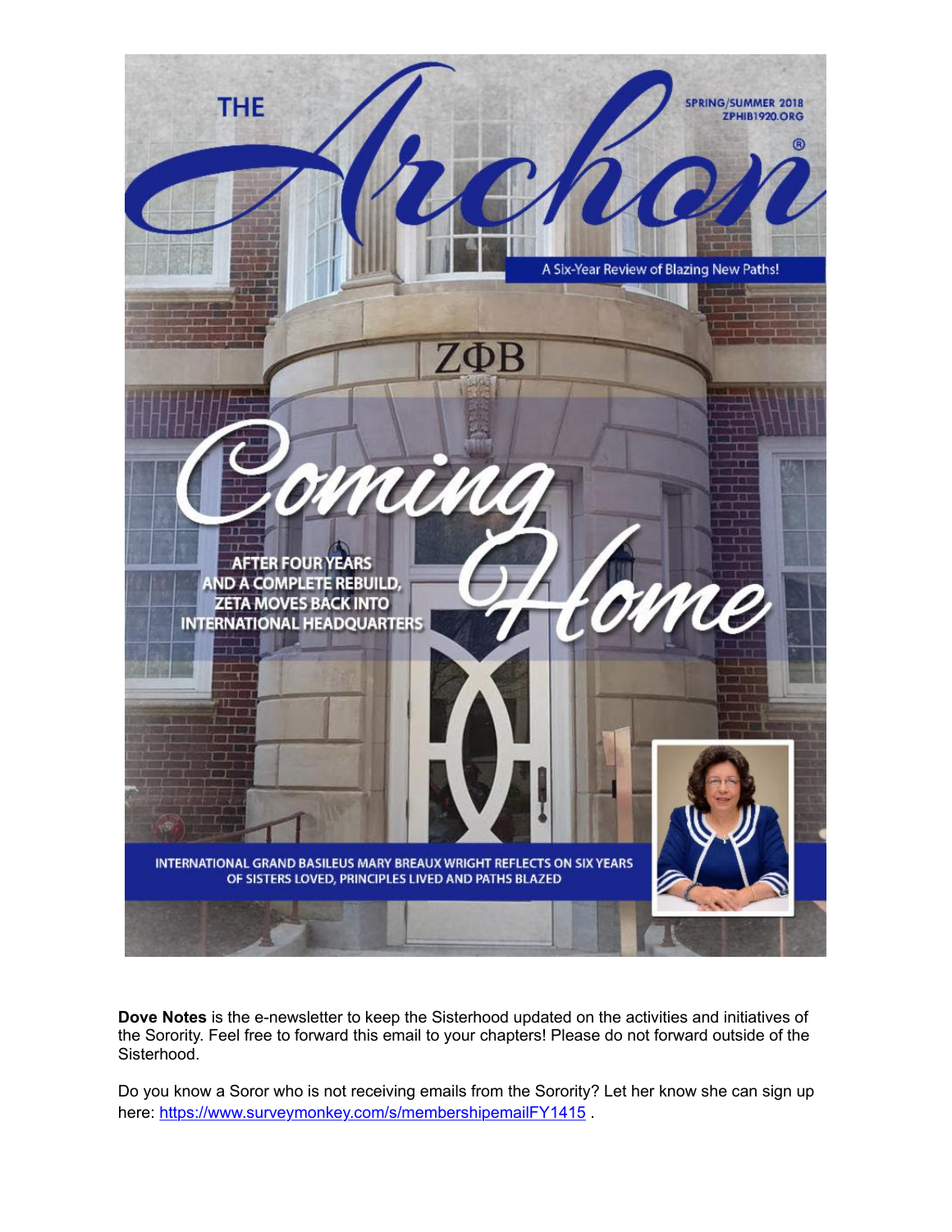THE *Archon*

SPRING/SUMMER 2018
ZPHIB1920.ORG

A Six-Year Review of Blazing New Paths!

ZΦB

# *Coming Home*

AFTER FOUR YEARS AND A COMPLETE REBUILD, ZETA MOVES BACK INTO INTERNATIONAL HEADQUARTERS

INTERNATIONAL GRAND BASILEUS MARY BREAUX WRIGHT REFLECTS ON SIX YEARS OF SISTERS LOVED, PRINCIPLES LIVED AND PATHS BLAZED

**Dove Notes** is the e-newsletter to keep the Sisterhood updated on the activities and initiatives of the Sorority. Feel free to forward this email to your chapters! Please do not forward outside of the Sisterhood.

Do you know a Soror who is not receiving emails from the Sorority? Let her know she can sign up here: https://www.surveymonkey.com/s/membershipemailFY1415 .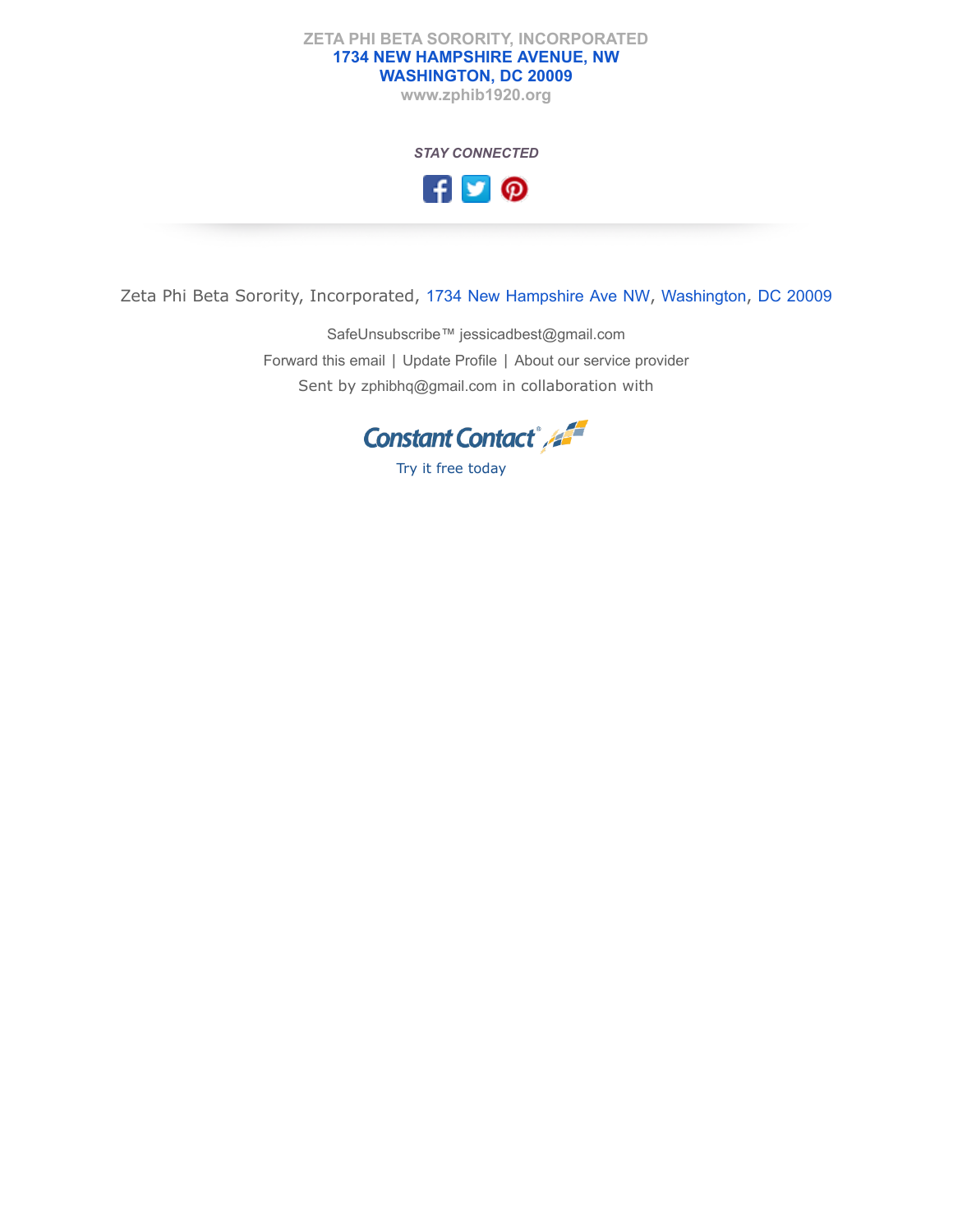**ZETA PHI BETA SORORITY, INCORPORATED**
**1734 NEW HAMPSHIRE AVENUE, NW**
**WASHINGTON, DC 20009**
**www.zphib1920.org**

***STAY CONNECTED***

Zeta Phi Beta Sorority, Incorporated, 1734 New Hampshire Ave NW, Washington, DC 20009

SafeUnsubscribe™ jessicadbest@gmail.com

Forward this email | Update Profile | About our service provider

Sent by zphibhq@gmail.com in collaboration with

Constant Contact®

Try it free today